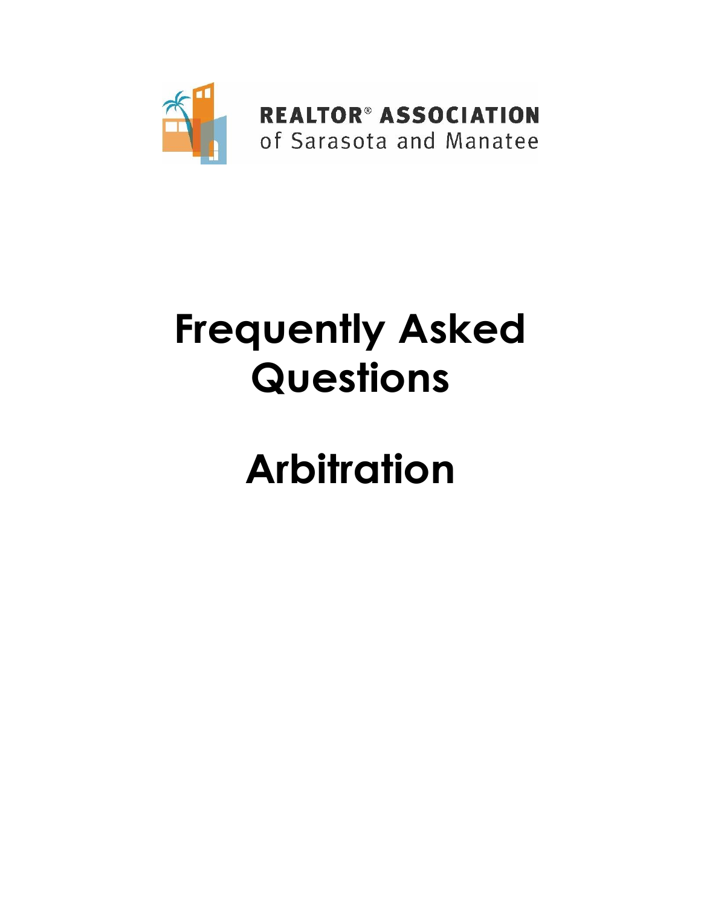REALTOR® ASSOCIATION of Sarasota and Manatee

# Frequently Asked Questions

# Arbitration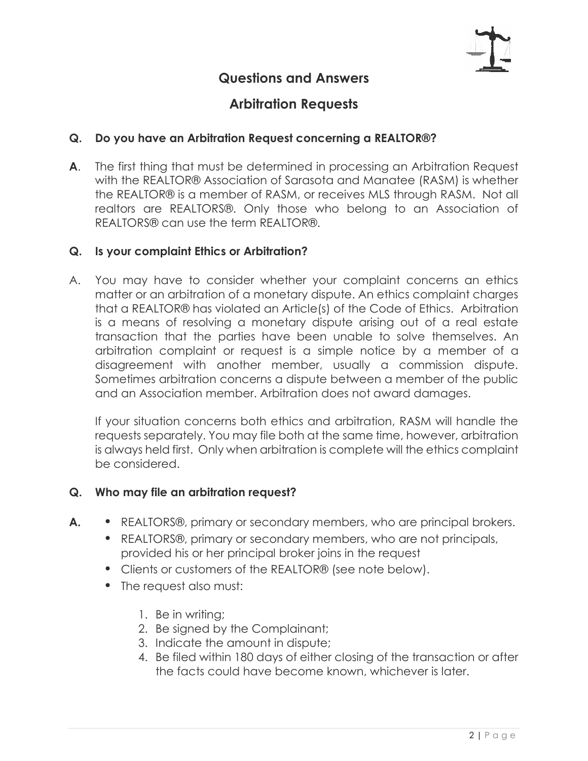## Questions and Answers

## Arbitration Requests

**Q. Do you have an Arbitration Request concerning a REALTOR®?**

**A**. The first thing that must be determined in processing an Arbitration Request with the REALTOR® Association of Sarasota and Manatee (RASM) is whether the REALTOR® is a member of RASM, or receives MLS through RASM. Not all realtors are REALTORS®. Only those who belong to an Association of REALTORS® can use the term REALTOR®.

**Q. Is your complaint Ethics or Arbitration?**

A. You may have to consider whether your complaint concerns an ethics matter or an arbitration of a monetary dispute. An ethics complaint charges that a REALTOR® has violated an Article(s) of the Code of Ethics. Arbitration is a means of resolving a monetary dispute arising out of a real estate transaction that the parties have been unable to solve themselves. An arbitration complaint or request is a simple notice by a member of a disagreement with another member, usually a commission dispute. Sometimes arbitration concerns a dispute between a member of the public and an Association member. Arbitration does not award damages.

If your situation concerns both ethics and arbitration, RASM will handle the requests separately. You may file both at the same time, however, arbitration is always held first. Only when arbitration is complete will the ethics complaint be considered.

**Q. Who may file an arbitration request?**

**A.**

- REALTORS®, primary or secondary members, who are principal brokers.
- REALTORS®, primary or secondary members, who are not principals, provided his or her principal broker joins in the request
- Clients or customers of the REALTOR® (see note below).
- The request also must:
  1. Be in writing;
  2. Be signed by the Complainant;
  3. Indicate the amount in dispute;
  4. Be filed within 180 days of either closing of the transaction or after the facts could have become known, whichever is later.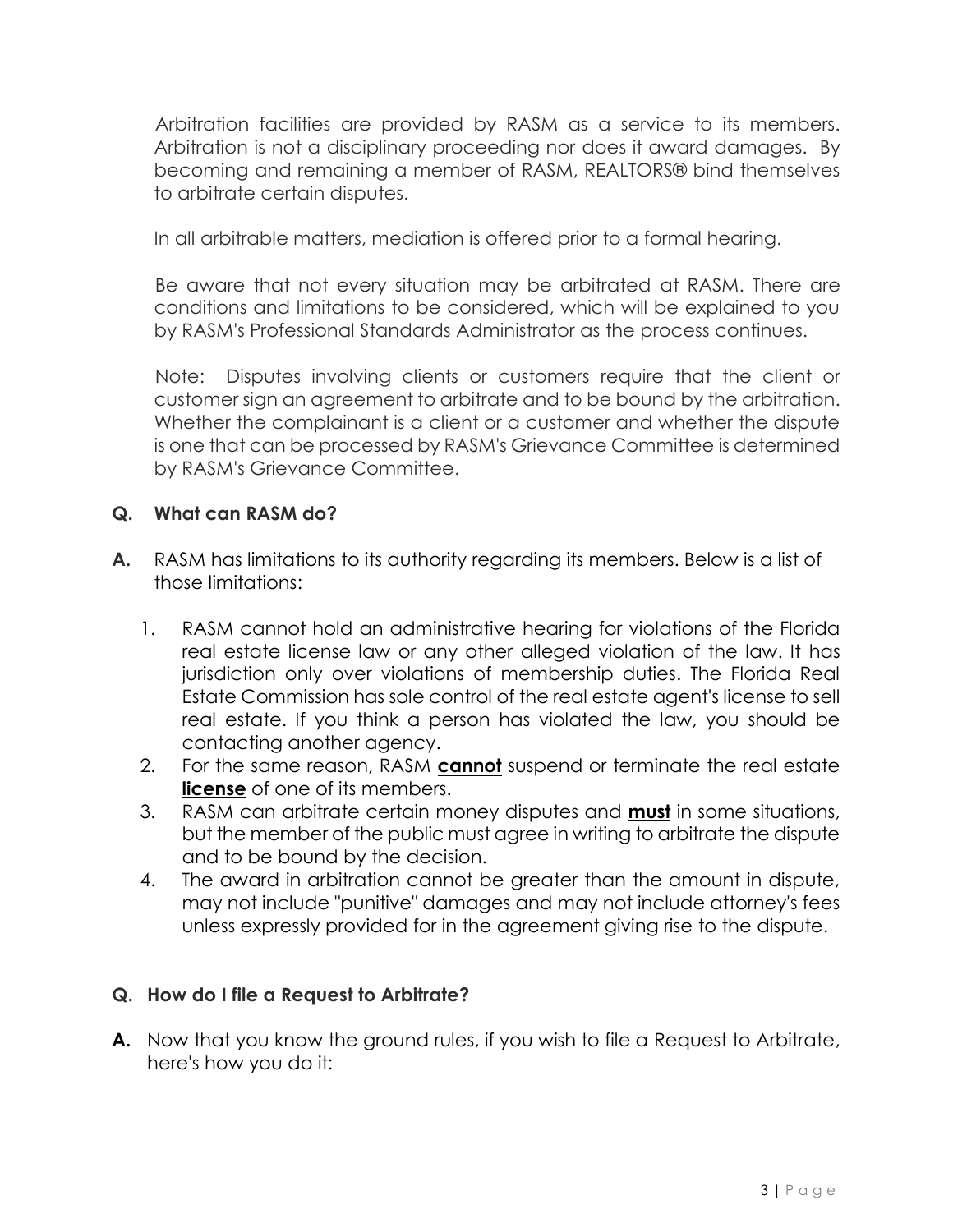Arbitration facilities are provided by RASM as a service to its members. Arbitration is not a disciplinary proceeding nor does it award damages. By becoming and remaining a member of RASM, REALTORS® bind themselves to arbitrate certain disputes.

In all arbitrable matters, mediation is offered prior to a formal hearing.

Be aware that not every situation may be arbitrated at RASM. There are conditions and limitations to be considered, which will be explained to you by RASM's Professional Standards Administrator as the process continues.

Note: Disputes involving clients or customers require that the client or customer sign an agreement to arbitrate and to be bound by the arbitration. Whether the complainant is a client or a customer and whether the dispute is one that can be processed by RASM's Grievance Committee is determined by RASM's Grievance Committee.

**Q. What can RASM do?**

**A.** RASM has limitations to its authority regarding its members. Below is a list of those limitations:

1. RASM cannot hold an administrative hearing for violations of the Florida real estate license law or any other alleged violation of the law. It has jurisdiction only over violations of membership duties. The Florida Real Estate Commission has sole control of the real estate agent's license to sell real estate. If you think a person has violated the law, you should be contacting another agency.
2. For the same reason, RASM **cannot** suspend or terminate the real estate **license** of one of its members.
3. RASM can arbitrate certain money disputes and **must** in some situations, but the member of the public must agree in writing to arbitrate the dispute and to be bound by the decision.
4. The award in arbitration cannot be greater than the amount in dispute, may not include "punitive" damages and may not include attorney's fees unless expressly provided for in the agreement giving rise to the dispute.

**Q. How do I file a Request to Arbitrate?**

**A.** Now that you know the ground rules, if you wish to file a Request to Arbitrate, here's how you do it: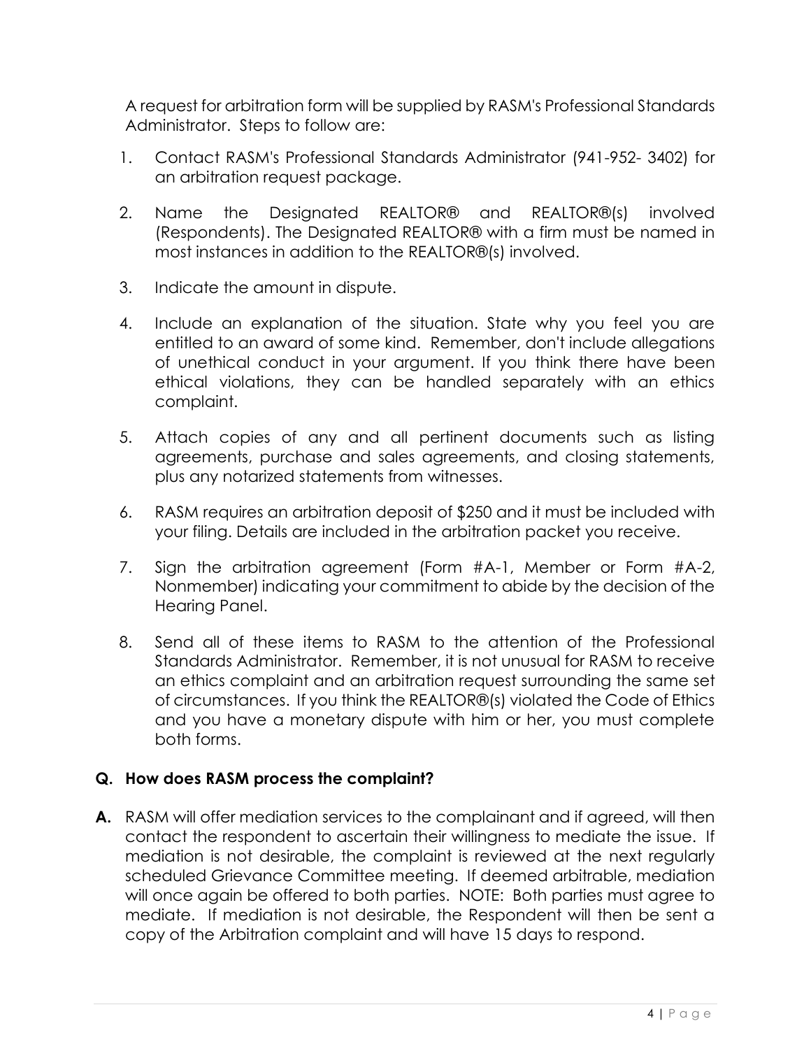A request for arbitration form will be supplied by RASM's Professional Standards Administrator. Steps to follow are:

1. Contact RASM's Professional Standards Administrator (941-952- 3402) for an arbitration request package.

2. Name the Designated REALTOR® and REALTOR®(s) involved (Respondents). The Designated REALTOR® with a firm must be named in most instances in addition to the REALTOR®(s) involved.

3. Indicate the amount in dispute.

4. Include an explanation of the situation. State why you feel you are entitled to an award of some kind. Remember, don't include allegations of unethical conduct in your argument. If you think there have been ethical violations, they can be handled separately with an ethics complaint.

5. Attach copies of any and all pertinent documents such as listing agreements, purchase and sales agreements, and closing statements, plus any notarized statements from witnesses.

6. RASM requires an arbitration deposit of $250 and it must be included with your filing. Details are included in the arbitration packet you receive.

7. Sign the arbitration agreement (Form #A-1, Member or Form #A-2, Nonmember) indicating your commitment to abide by the decision of the Hearing Panel.

8. Send all of these items to RASM to the attention of the Professional Standards Administrator. Remember, it is not unusual for RASM to receive an ethics complaint and an arbitration request surrounding the same set of circumstances. If you think the REALTOR®(s) violated the Code of Ethics and you have a monetary dispute with him or her, you must complete both forms.

**Q. How does RASM process the complaint?**

**A.** RASM will offer mediation services to the complainant and if agreed, will then contact the respondent to ascertain their willingness to mediate the issue. If mediation is not desirable, the complaint is reviewed at the next regularly scheduled Grievance Committee meeting. If deemed arbitrable, mediation will once again be offered to both parties. NOTE: Both parties must agree to mediate. If mediation is not desirable, the Respondent will then be sent a copy of the Arbitration complaint and will have 15 days to respond.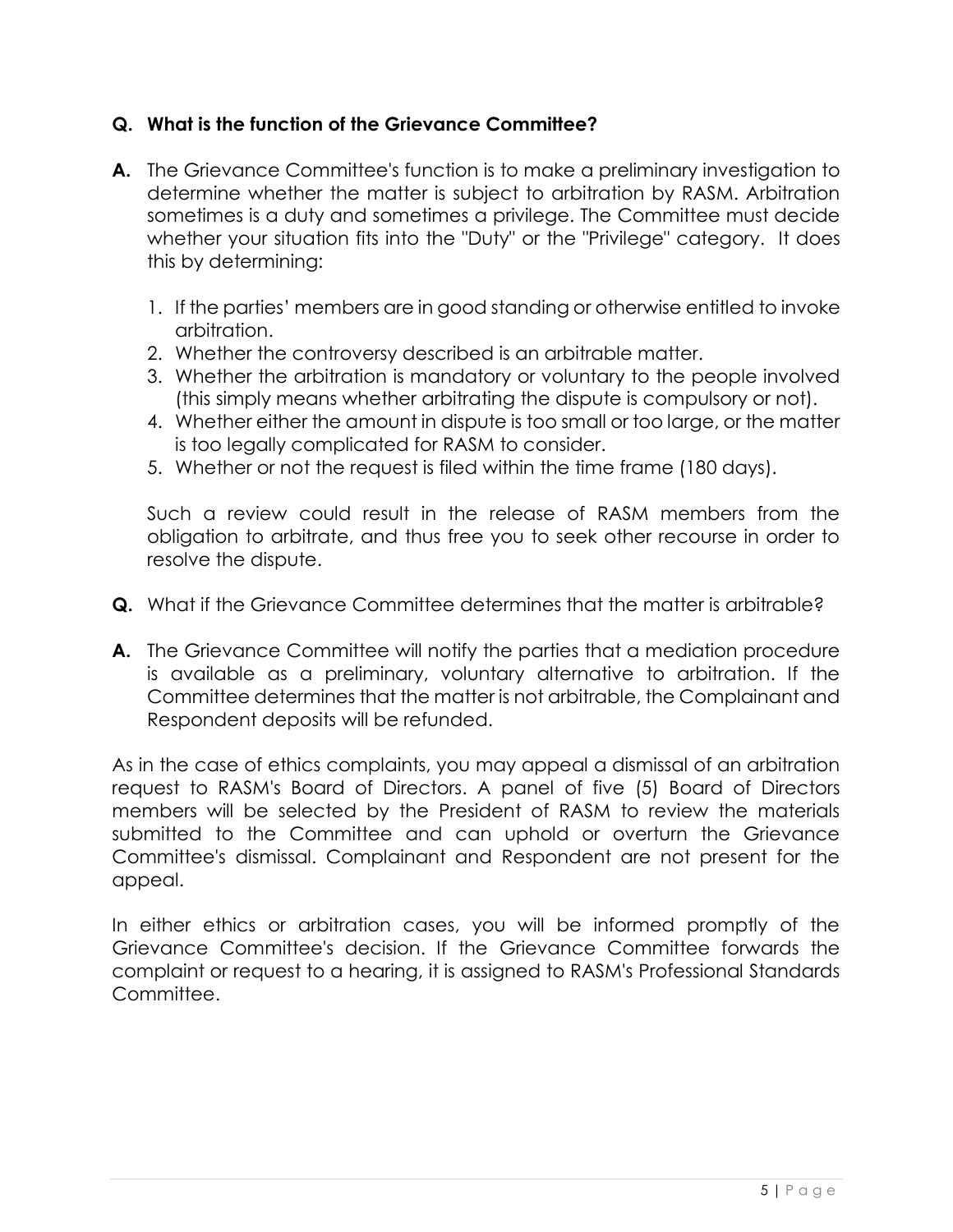**Q. What is the function of the Grievance Committee?**

**A.** The Grievance Committee's function is to make a preliminary investigation to determine whether the matter is subject to arbitration by RASM. Arbitration sometimes is a duty and sometimes a privilege. The Committee must decide whether your situation fits into the "Duty" or the "Privilege" category. It does this by determining:

1. If the parties' members are in good standing or otherwise entitled to invoke arbitration.
2. Whether the controversy described is an arbitrable matter.
3. Whether the arbitration is mandatory or voluntary to the people involved (this simply means whether arbitrating the dispute is compulsory or not).
4. Whether either the amount in dispute is too small or too large, or the matter is too legally complicated for RASM to consider.
5. Whether or not the request is filed within the time frame (180 days).

Such a review could result in the release of RASM members from the obligation to arbitrate, and thus free you to seek other recourse in order to resolve the dispute.

**Q.** What if the Grievance Committee determines that the matter is arbitrable?

**A.** The Grievance Committee will notify the parties that a mediation procedure is available as a preliminary, voluntary alternative to arbitration. If the Committee determines that the matter is not arbitrable, the Complainant and Respondent deposits will be refunded.

As in the case of ethics complaints, you may appeal a dismissal of an arbitration request to RASM's Board of Directors. A panel of five (5) Board of Directors members will be selected by the President of RASM to review the materials submitted to the Committee and can uphold or overturn the Grievance Committee's dismissal. Complainant and Respondent are not present for the appeal.

In either ethics or arbitration cases, you will be informed promptly of the Grievance Committee's decision. If the Grievance Committee forwards the complaint or request to a hearing, it is assigned to RASM's Professional Standards Committee.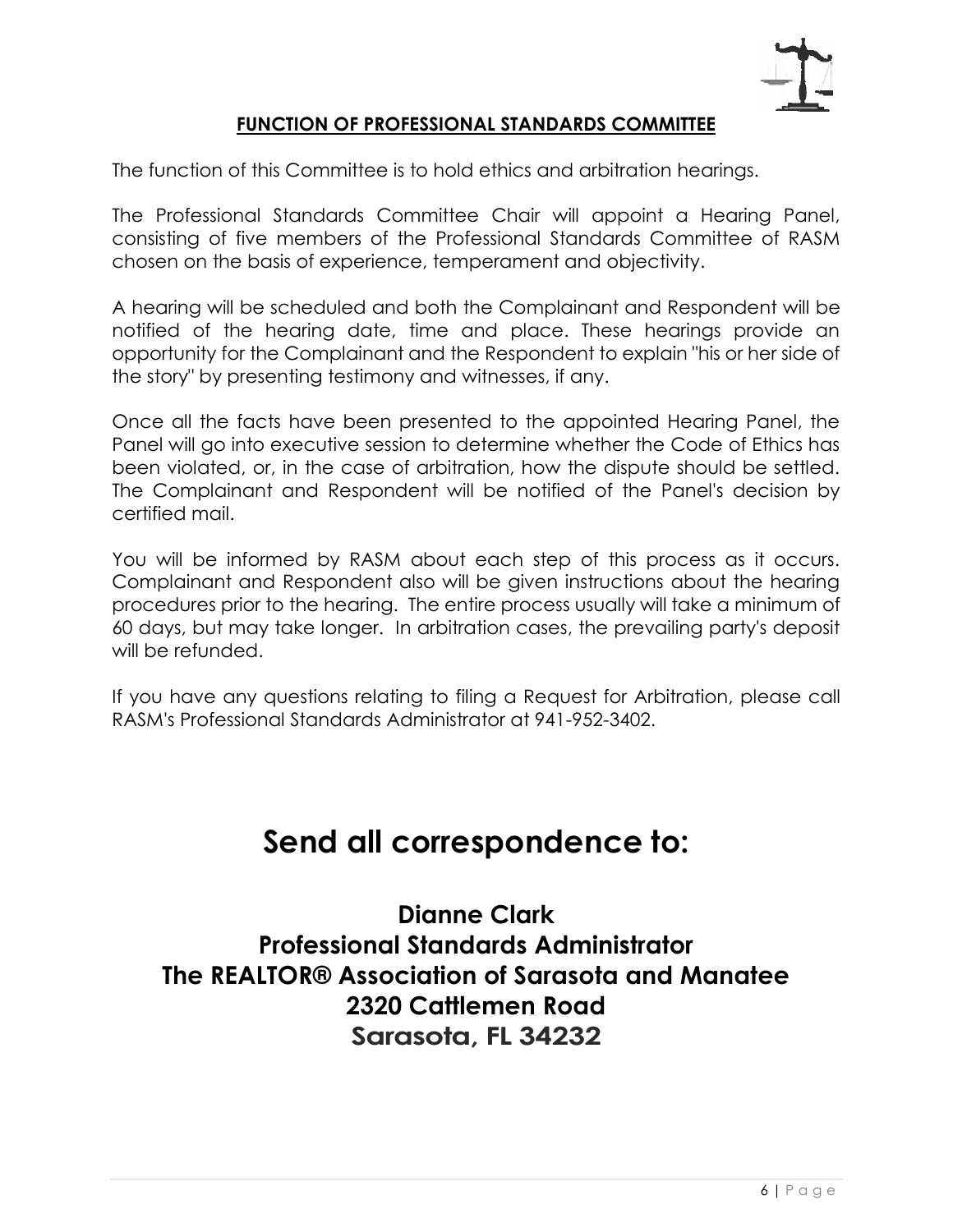## FUNCTION OF PROFESSIONAL STANDARDS COMMITTEE

The function of this Committee is to hold ethics and arbitration hearings.

The Professional Standards Committee Chair will appoint a Hearing Panel, consisting of five members of the Professional Standards Committee of RASM chosen on the basis of experience, temperament and objectivity.

A hearing will be scheduled and both the Complainant and Respondent will be notified of the hearing date, time and place. These hearings provide an opportunity for the Complainant and the Respondent to explain "his or her side of the story" by presenting testimony and witnesses, if any.

Once all the facts have been presented to the appointed Hearing Panel, the Panel will go into executive session to determine whether the Code of Ethics has been violated, or, in the case of arbitration, how the dispute should be settled. The Complainant and Respondent will be notified of the Panel's decision by certified mail.

You will be informed by RASM about each step of this process as it occurs. Complainant and Respondent also will be given instructions about the hearing procedures prior to the hearing. The entire process usually will take a minimum of 60 days, but may take longer. In arbitration cases, the prevailing party's deposit will be refunded.

If you have any questions relating to filing a Request for Arbitration, please call RASM's Professional Standards Administrator at 941-952-3402.

# Send all correspondence to:

**Dianne Clark**
**Professional Standards Administrator**
**The REALTOR® Association of Sarasota and Manatee**
**2320 Cattlemen Road**
**Sarasota, FL 34232**